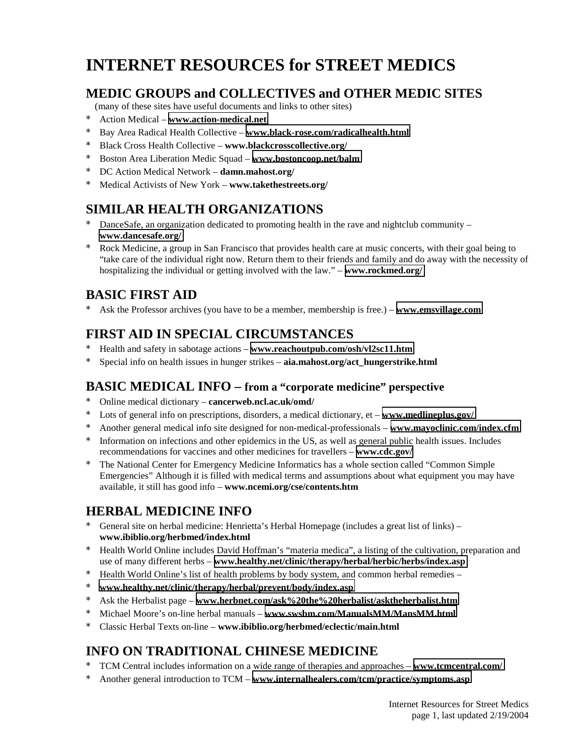# INTERNET RESOURCES for STREET MEDICS

## MEDIC GROUPS and COLLECTIVES and OTHER MEDIC SITES

(many of these sites have useful documents and links to other sites)

* Action Medical – **www.action-medical.net**
* Bay Area Radical Health Collective – **www.black-rose.com/radicalhealth.html**
* Black Cross Health Collective – **www.blackcrosscollective.org/**
* Boston Area Liberation Medic Squad – **www.bostoncoop.net/balm**
* DC Action Medical Network – **damn.mahost.org/**
* Medical Activists of New York – **www.takethestreets.org/**

## SIMILAR HEALTH ORGANIZATIONS

* DanceSafe, an organization dedicated to promoting health in the rave and nightclub community – **www.dancesafe.org/**
* Rock Medicine, a group in San Francisco that provides health care at music concerts, with their goal being to "take care of the individual right now. Return them to their friends and family and do away with the necessity of hospitalizing the individual or getting involved with the law." – **www.rockmed.org/**

## BASIC FIRST AID

* Ask the Professor archives (you have to be a member, membership is free.) – **www.emsvillage.com**

## FIRST AID IN SPECIAL CIRCUMSTANCES

* Health and safety in sabotage actions – **www.reachoutpub.com/osh/vl2sc11.htm**
* Special info on health issues in hunger strikes – **aia.mahost.org/act_hungerstrike.html**

## BASIC MEDICAL INFO – from a "corporate medicine" perspective

* Online medical dictionary – **cancerweb.ncl.ac.uk/omd/**
* Lots of general info on prescriptions, disorders, a medical dictionary, et – **www.medlineplus.gov/**
* Another general medical info site designed for non-medical-professionals – **www.mayoclinic.com/index.cfm**
* Information on infections and other epidemics in the US, as well as general public health issues. Includes recommendations for vaccines and other medicines for travellers – **www.cdc.gov/**
* The National Center for Emergency Medicine Informatics has a whole section called "Common Simple Emergencies" Although it is filled with medical terms and assumptions about what equipment you may have available, it still has good info – **www.ncemi.org/cse/contents.htm**

## HERBAL MEDICINE INFO

* General site on herbal medicine: Henrietta's Herbal Homepage (includes a great list of links) – **www.ibiblio.org/herbmed/index.html**
* Health World Online includes David Hoffman's "materia medica", a listing of the cultivation, preparation and use of many different herbs – **www.healthy.net/clinic/therapy/herbal/herbic/herbs/index.asp**
* Health World Online's list of health problems by body system, and common herbal remedies –
* **www.healthy.net/clinic/therapy/herbal/prevent/body/index.asp**
* Ask the Herbalist page – **www.herbnet.com/ask%20the%20herbalist/asktheherbalist.htm**
* Michael Moore's on-line herbal manuals – **www.swsbm.com/ManualsMM/MansMM.html**
* Classic Herbal Texts on-line – **www.ibiblio.org/herbmed/eclectic/main.html**

## INFO ON TRADITIONAL CHINESE MEDICINE

* TCM Central includes information on a wide range of therapies and approaches – **www.tcmcentral.com/**
* Another general introduction to TCM – **www.internalhealers.com/tcm/practice/symptoms.asp**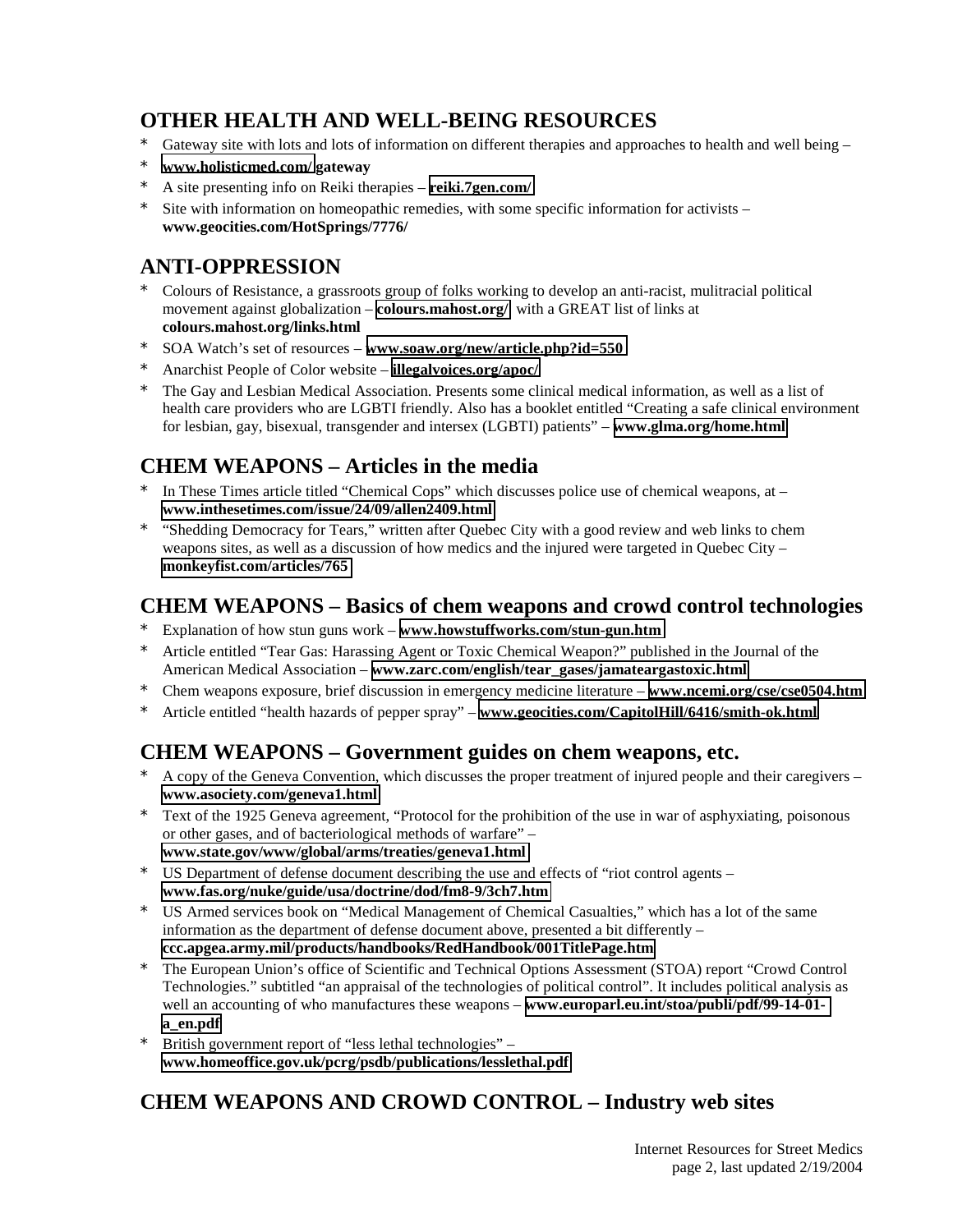## OTHER HEALTH AND WELL-BEING RESOURCES

* Gateway site with lots and lots of information on different therapies and approaches to health and well being –
* **www.holisticmed.com/ gateway**
* A site presenting info on Reiki therapies – **reiki.7gen.com/**
* Site with information on homeopathic remedies, with some specific information for activists – **www.geocities.com/HotSprings/7776/**

## ANTI-OPPRESSION

* Colours of Resistance, a grassroots group of folks working to develop an anti-racist, mulitracial political movement against globalization – **colours.mahost.org/** with a GREAT list of links at **colours.mahost.org/links.html**
* SOA Watch's set of resources – **www.soaw.org/new/article.php?id=550**
* Anarchist People of Color website – **illegalvoices.org/apoc/**
* The Gay and Lesbian Medical Association. Presents some clinical medical information, as well as a list of health care providers who are LGBTI friendly. Also has a booklet entitled "Creating a safe clinical environment for lesbian, gay, bisexual, transgender and intersex (LGBTI) patients" – **www.glma.org/home.html**

## CHEM WEAPONS – Articles in the media

* In These Times article titled "Chemical Cops" which discusses police use of chemical weapons, at – **www.inthesetimes.com/issue/24/09/allen2409.html**
* "Shedding Democracy for Tears," written after Quebec City with a good review and web links to chem weapons sites, as well as a discussion of how medics and the injured were targeted in Quebec City – **monkeyfist.com/articles/765**

## CHEM WEAPONS – Basics of chem weapons and crowd control technologies

* Explanation of how stun guns work – **www.howstuffworks.com/stun-gun.htm**
* Article entitled "Tear Gas: Harassing Agent or Toxic Chemical Weapon?" published in the Journal of the American Medical Association – **www.zarc.com/english/tear_gases/jamateargastoxic.html**
* Chem weapons exposure, brief discussion in emergency medicine literature – **www.ncemi.org/cse/cse0504.htm**
* Article entitled "health hazards of pepper spray" – **www.geocities.com/CapitolHill/6416/smith-ok.html**

## CHEM WEAPONS – Government guides on chem weapons, etc.

* A copy of the Geneva Convention, which discusses the proper treatment of injured people and their caregivers – **www.asociety.com/geneva1.html**
* Text of the 1925 Geneva agreement, "Protocol for the prohibition of the use in war of asphyxiating, poisonous or other gases, and of bacteriological methods of warfare" – **www.state.gov/www/global/arms/treaties/geneva1.html**
* US Department of defense document describing the use and effects of "riot control agents – **www.fas.org/nuke/guide/usa/doctrine/dod/fm8-9/3ch7.htm**
* US Armed services book on "Medical Management of Chemical Casualties," which has a lot of the same information as the department of defense document above, presented a bit differently – **ccc.apgea.army.mil/products/handbooks/RedHandbook/001TitlePage.htm**
* The European Union's office of Scientific and Technical Options Assessment (STOA) report "Crowd Control Technologies." subtitled "an appraisal of the technologies of political control". It includes political analysis as well an accounting of who manufactures these weapons – **www.europarl.eu.int/stoa/publi/pdf/99-14-01-a_en.pdf**
* British government report of "less lethal technologies" – **www.homeoffice.gov.uk/pcrg/psdb/publications/lesslethal.pdf**

## CHEM WEAPONS AND CROWD CONTROL – Industry web sites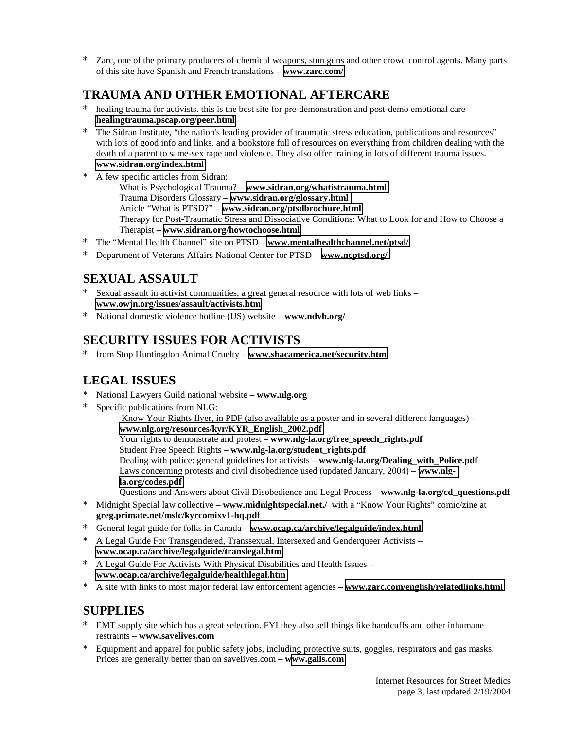* Zarc, one of the primary producers of chemical weapons, stun guns and other crowd control agents. Many parts of this site have Spanish and French translations – **www.zarc.com/**

## TRAUMA AND OTHER EMOTIONAL AFTERCARE

* healing trauma for activists. this is the best site for pre-demonstration and post-demo emotional care – **healingtrauma.pscap.org/peer.html**
* The Sidran Institute, "the nation's leading provider of traumatic stress education, publications and resources" with lots of good info and links, and a bookstore full of resources on everything from children dealing with the death of a parent to same-sex rape and violence. They also offer training in lots of different trauma issues. **www.sidran.org/index.html**
* A few specific articles from Sidran:
  What is Psychological Trauma? – **www.sidran.org/whatistrauma.html**
  Trauma Disorders Glossary – **www.sidran.org/glossary.html**
  Article "What is PTSD?" – **www.sidran.org/ptsdbrochure.html**
  Therapy for Post-Traumatic Stress and Dissociative Conditions: What to Look for and How to Choose a Therapist – **www.sidran.org/howtochoose.html**
* The "Mental Health Channel" site on PTSD – **www.mentalhealthchannel.net/ptsd/**
* Department of Veterans Affairs National Center for PTSD – **www.ncptsd.org/**

## SEXUAL ASSAULT

* Sexual assault in activist communities, a great general resource with lots of web links – **www.owjn.org/issues/assault/activists.htm**
* National domestic violence hotline (US) website – **www.ndvh.org/**

## SECURITY ISSUES FOR ACTIVISTS

* from Stop Huntingdon Animal Cruelty – **www.shacamerica.net/security.htm**

## LEGAL ISSUES

* National Lawyers Guild national website – **www.nlg.org**
* Specific publications from NLG:
  Know Your Rights flyer, in PDF (also available as a poster and in several different languages) – **www.nlg.org/resources/kyr/KYR_English_2002.pdf**
  Your rights to demonstrate and protest – **www.nlg-la.org/free_speech_rights.pdf**
  Student Free Speech Rights – **www.nlg-la.org/student_rights.pdf**
  Dealing with police: general guidelines for activists – **www.nlg-la.org/Dealing_with_Police.pdf**
  Laws concerning protests and civil disobedience used (updated January, 2004) – **www.nlg-la.org/codes.pdf**
  Questions and Answers about Civil Disobedience and Legal Process – **www.nlg-la.org/cd_questions.pdf**
* Midnight Special law collective – **www.midnightspecial.net./** with a "Know Your Rights" comic/zine at **greg.primate.net/mslc/kyrcomixv1-hq.pdf**
* General legal guide for folks in Canada – **www.ocap.ca/archive/legalguide/index.html**
* A Legal Guide For Transgendered, Transsexual, Intersexed and Genderqueer Activists – **www.ocap.ca/archive/legalguide/translegal.htm**
* A Legal Guide For Activists With Physical Disabilities and Health Issues – **www.ocap.ca/archive/legalguide/healthlegal.htm**
* A site with links to most major federal law enforcement agencies – **www.zarc.com/english/relatedlinks.html**

## SUPPLIES

* EMT supply site which has a great selection. FYI they also sell things like handcuffs and other inhumane restraints – **www.savelives.com**
* Equipment and apparel for public safety jobs, including protective suits, goggles, respirators and gas masks. Prices are generally better than on savelives.com – **www.galls.com**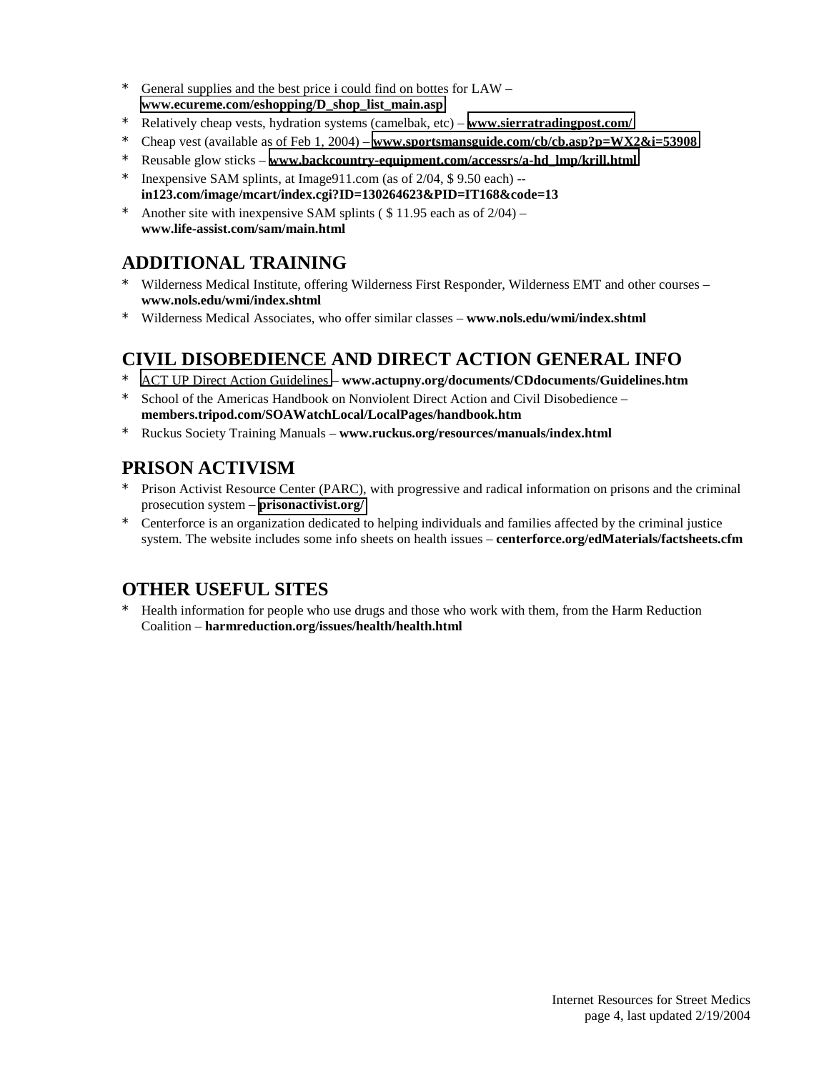* General supplies and the best price i could find on bottes for LAW – **www.ecureme.com/eshopping/D_shop_list_main.asp**
* Relatively cheap vests, hydration systems (camelbak, etc) – **www.sierratradingpost.com/**
* Cheap vest (available as of Feb 1, 2004) – **www.sportsmansguide.com/cb/cb.asp?p=WX2&i=53908**
* Reusable glow sticks – **www.backcountry-equipment.com/accessrs/a-hd_lmp/krill.html**
* Inexpensive SAM splints, at Image911.com (as of 2/04, $ 9.50 each) -- **in123.com/image/mcart/index.cgi?ID=130264623&PID=IT168&code=13**
* Another site with inexpensive SAM splints ( $ 11.95 each as of 2/04) – **www.life-assist.com/sam/main.html**

## ADDITIONAL TRAINING

* Wilderness Medical Institute, offering Wilderness First Responder, Wilderness EMT and other courses – **www.nols.edu/wmi/index.shtml**
* Wilderness Medical Associates, who offer similar classes – **www.nols.edu/wmi/index.shtml**

## CIVIL DISOBEDIENCE AND DIRECT ACTION GENERAL INFO

* ACT UP Direct Action Guidelines – **www.actupny.org/documents/CDdocuments/Guidelines.htm**
* School of the Americas Handbook on Nonviolent Direct Action and Civil Disobedience – **members.tripod.com/SOAWatchLocal/LocalPages/handbook.htm**
* Ruckus Society Training Manuals – **www.ruckus.org/resources/manuals/index.html**

## PRISON ACTIVISM

* Prison Activist Resource Center (PARC), with progressive and radical information on prisons and the criminal prosecution system – **prisonactivist.org/**
* Centerforce is an organization dedicated to helping individuals and families affected by the criminal justice system. The website includes some info sheets on health issues – **centerforce.org/edMaterials/factsheets.cfm**

## OTHER USEFUL SITES

* Health information for people who use drugs and those who work with them, from the Harm Reduction Coalition – **harmreduction.org/issues/health/health.html**